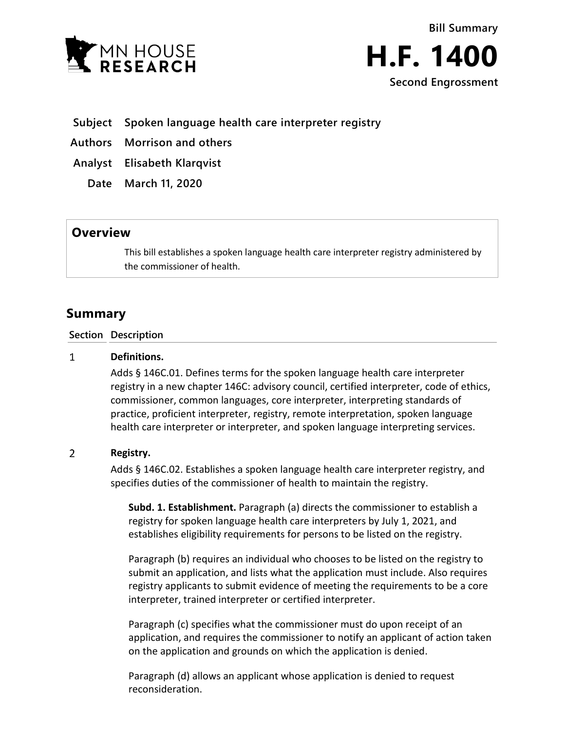Bill Summary

# H.F. 1400

**Second Engrossment**

| | |
|---|---|
| **Subject** | **Spoken language health care interpreter registry** |
| **Authors** | **Morrison and others** |
| **Analyst** | **Elisabeth Klarqvist** |
| **Date** | **March 11, 2020** |

## Overview

This bill establishes a spoken language health care interpreter registry administered by the commissioner of health.

## Summary

| Section | Description |
|---|---|

**1 Definitions.**

Adds § 146C.01. Defines terms for the spoken language health care interpreter registry in a new chapter 146C: advisory council, certified interpreter, code of ethics, commissioner, common languages, core interpreter, interpreting standards of practice, proficient interpreter, registry, remote interpretation, spoken language health care interpreter or interpreter, and spoken language interpreting services.

**2 Registry.**

Adds § 146C.02. Establishes a spoken language health care interpreter registry, and specifies duties of the commissioner of health to maintain the registry.

**Subd. 1. Establishment.** Paragraph (a) directs the commissioner to establish a registry for spoken language health care interpreters by July 1, 2021, and establishes eligibility requirements for persons to be listed on the registry.

Paragraph (b) requires an individual who chooses to be listed on the registry to submit an application, and lists what the application must include. Also requires registry applicants to submit evidence of meeting the requirements to be a core interpreter, trained interpreter or certified interpreter.

Paragraph (c) specifies what the commissioner must do upon receipt of an application, and requires the commissioner to notify an applicant of action taken on the application and grounds on which the application is denied.

Paragraph (d) allows an applicant whose application is denied to request reconsideration.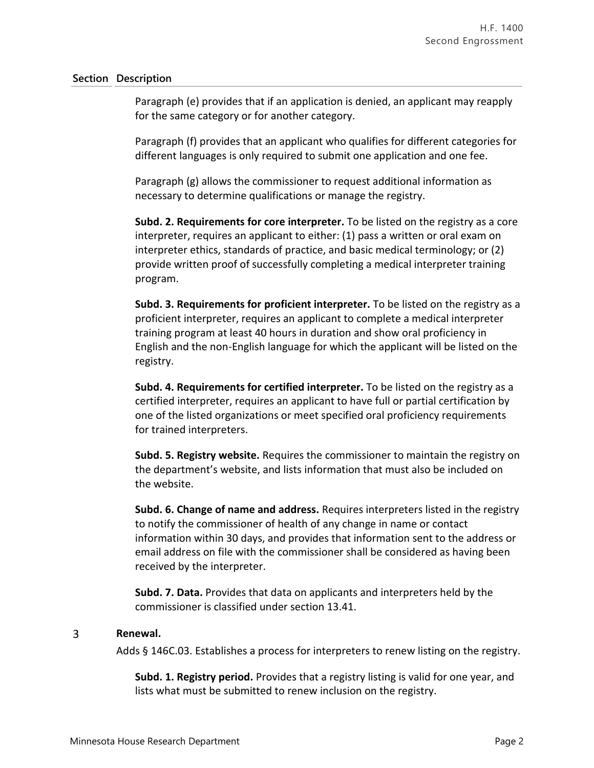| Section | Description |
|---|---|
| | Paragraph (e) provides that if an application is denied, an applicant may reapply for the same category or for another category. |
| | Paragraph (f) provides that an applicant who qualifies for different categories for different languages is only required to submit one application and one fee. |
| | Paragraph (g) allows the commissioner to request additional information as necessary to determine qualifications or manage the registry. |
| | **Subd. 2. Requirements for core interpreter.** To be listed on the registry as a core interpreter, requires an applicant to either: (1) pass a written or oral exam on interpreter ethics, standards of practice, and basic medical terminology; or (2) provide written proof of successfully completing a medical interpreter training program. |
| | **Subd. 3. Requirements for proficient interpreter.** To be listed on the registry as a proficient interpreter, requires an applicant to complete a medical interpreter training program at least 40 hours in duration and show oral proficiency in English and the non-English language for which the applicant will be listed on the registry. |
| | **Subd. 4. Requirements for certified interpreter.** To be listed on the registry as a certified interpreter, requires an applicant to have full or partial certification by one of the listed organizations or meet specified oral proficiency requirements for trained interpreters. |
| | **Subd. 5. Registry website.** Requires the commissioner to maintain the registry on the department's website, and lists information that must also be included on the website. |
| | **Subd. 6. Change of name and address.** Requires interpreters listed in the registry to notify the commissioner of health of any change in name or contact information within 30 days, and provides that information sent to the address or email address on file with the commissioner shall be considered as having been received by the interpreter. |
| | **Subd. 7. Data.** Provides that data on applicants and interpreters held by the commissioner is classified under section 13.41. |
| 3 | **Renewal.**<br>Adds § 146C.03. Establishes a process for interpreters to renew listing on the registry. |
| | **Subd. 1. Registry period.** Provides that a registry listing is valid for one year, and lists what must be submitted to renew inclusion on the registry. |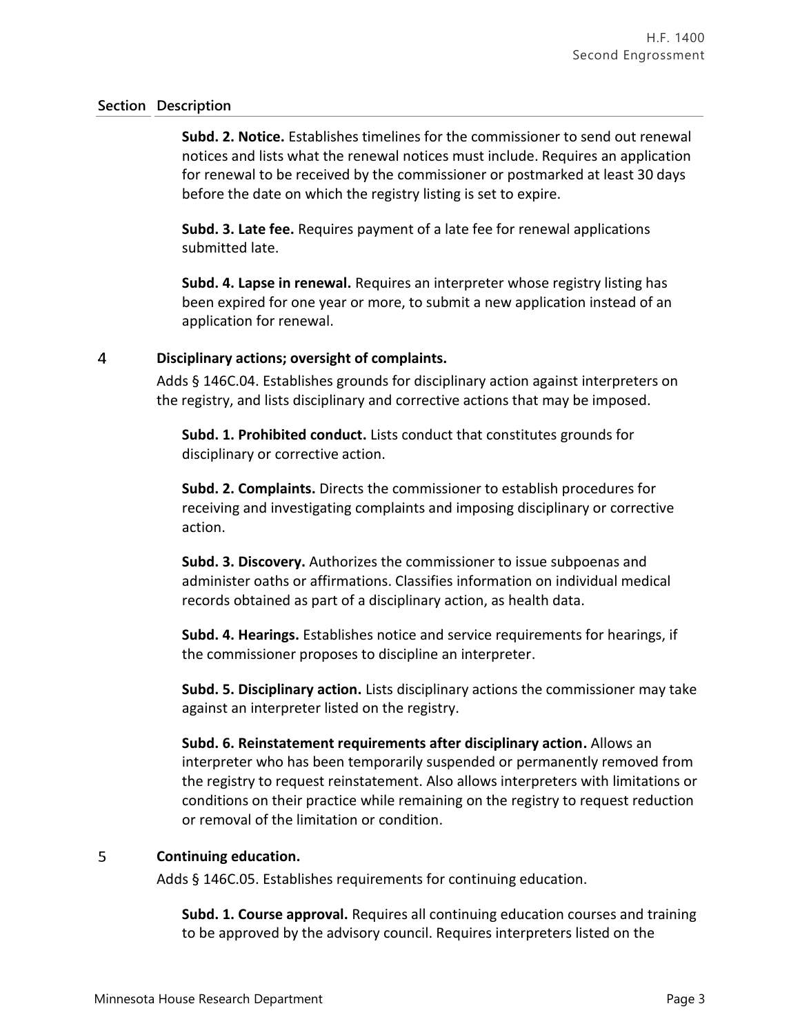**Section Description**

**Subd. 2. Notice.** Establishes timelines for the commissioner to send out renewal notices and lists what the renewal notices must include. Requires an application for renewal to be received by the commissioner or postmarked at least 30 days before the date on which the registry listing is set to expire.

**Subd. 3. Late fee.** Requires payment of a late fee for renewal applications submitted late.

**Subd. 4. Lapse in renewal.** Requires an interpreter whose registry listing has been expired for one year or more, to submit a new application instead of an application for renewal.

**4 Disciplinary actions; oversight of complaints.**

Adds § 146C.04. Establishes grounds for disciplinary action against interpreters on the registry, and lists disciplinary and corrective actions that may be imposed.

**Subd. 1. Prohibited conduct.** Lists conduct that constitutes grounds for disciplinary or corrective action.

**Subd. 2. Complaints.** Directs the commissioner to establish procedures for receiving and investigating complaints and imposing disciplinary or corrective action.

**Subd. 3. Discovery.** Authorizes the commissioner to issue subpoenas and administer oaths or affirmations. Classifies information on individual medical records obtained as part of a disciplinary action, as health data.

**Subd. 4. Hearings.** Establishes notice and service requirements for hearings, if the commissioner proposes to discipline an interpreter.

**Subd. 5. Disciplinary action.** Lists disciplinary actions the commissioner may take against an interpreter listed on the registry.

**Subd. 6. Reinstatement requirements after disciplinary action.** Allows an interpreter who has been temporarily suspended or permanently removed from the registry to request reinstatement. Also allows interpreters with limitations or conditions on their practice while remaining on the registry to request reduction or removal of the limitation or condition.

**5 Continuing education.**

Adds § 146C.05. Establishes requirements for continuing education.

**Subd. 1. Course approval.** Requires all continuing education courses and training to be approved by the advisory council. Requires interpreters listed on the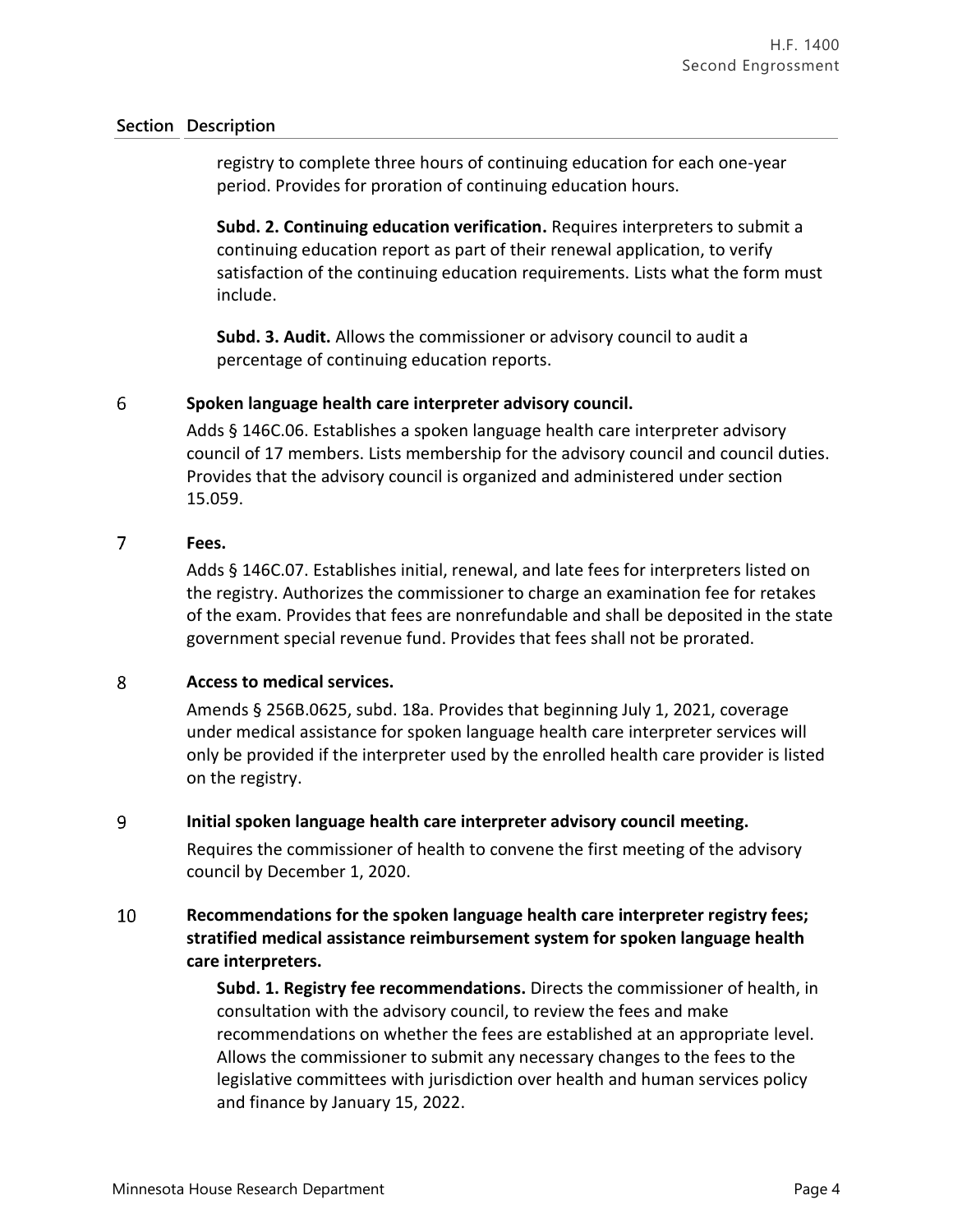| Section | Description |
|---|---|
| | registry to complete three hours of continuing education for each one-year period. Provides for proration of continuing education hours.<br><br>**Subd. 2. Continuing education verification.** Requires interpreters to submit a continuing education report as part of their renewal application, to verify satisfaction of the continuing education requirements. Lists what the form must include.<br><br>**Subd. 3. Audit.** Allows the commissioner or advisory council to audit a percentage of continuing education reports. |
| 6 | **Spoken language health care interpreter advisory council.**<br>Adds § 146C.06. Establishes a spoken language health care interpreter advisory council of 17 members. Lists membership for the advisory council and council duties. Provides that the advisory council is organized and administered under section 15.059. |
| 7 | **Fees.**<br>Adds § 146C.07. Establishes initial, renewal, and late fees for interpreters listed on the registry. Authorizes the commissioner to charge an examination fee for retakes of the exam. Provides that fees are nonrefundable and shall be deposited in the state government special revenue fund. Provides that fees shall not be prorated. |
| 8 | **Access to medical services.**<br>Amends § 256B.0625, subd. 18a. Provides that beginning July 1, 2021, coverage under medical assistance for spoken language health care interpreter services will only be provided if the interpreter used by the enrolled health care provider is listed on the registry. |
| 9 | **Initial spoken language health care interpreter advisory council meeting.**<br>Requires the commissioner of health to convene the first meeting of the advisory council by December 1, 2020. |
| 10 | **Recommendations for the spoken language health care interpreter registry fees; stratified medical assistance reimbursement system for spoken language health care interpreters.**<br>**Subd. 1. Registry fee recommendations.** Directs the commissioner of health, in consultation with the advisory council, to review the fees and make recommendations on whether the fees are established at an appropriate level. Allows the commissioner to submit any necessary changes to the fees to the legislative committees with jurisdiction over health and human services policy and finance by January 15, 2022. |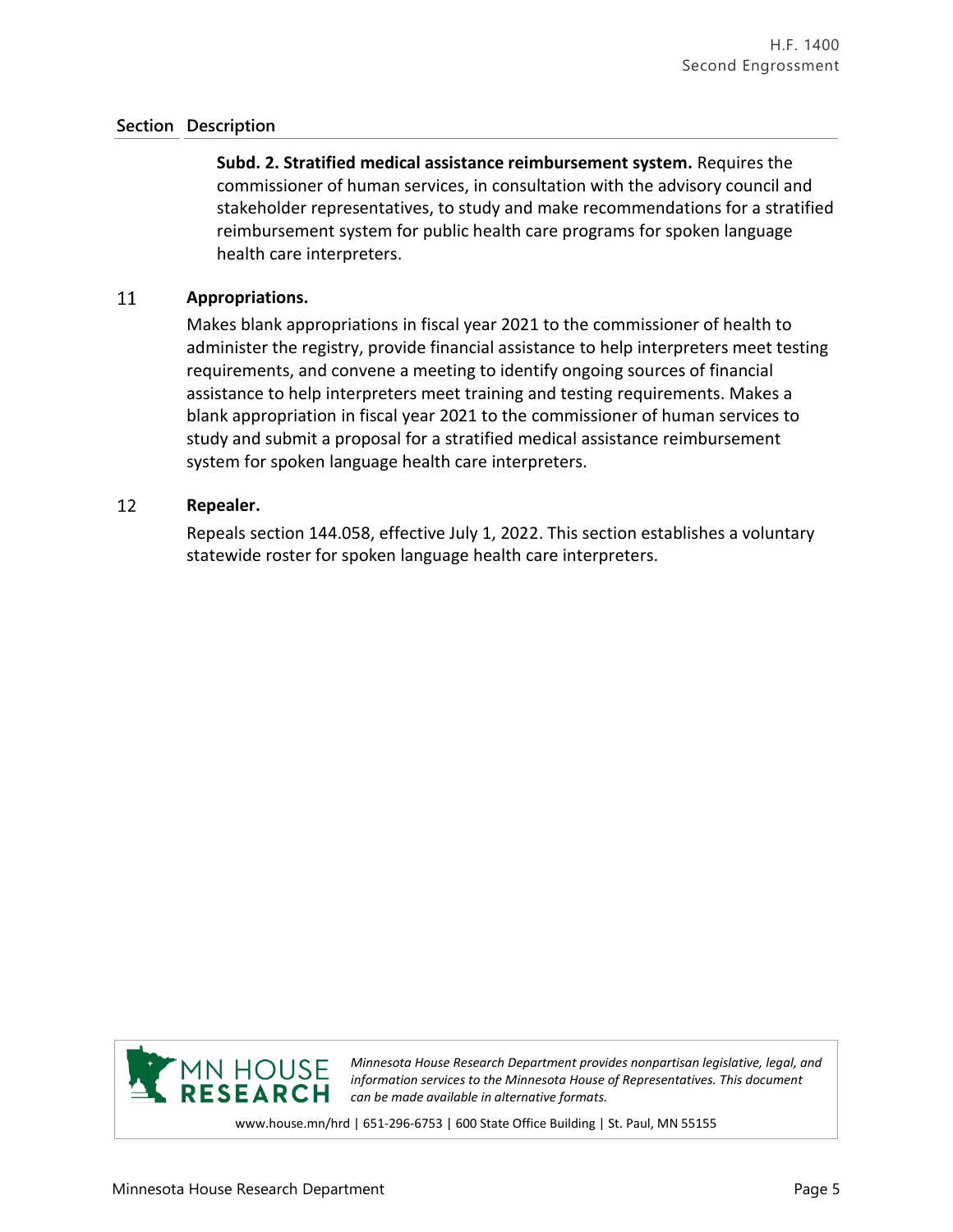| Section | Description |
|---|---|
| | **Subd. 2. Stratified medical assistance reimbursement system.** Requires the commissioner of human services, in consultation with the advisory council and stakeholder representatives, to study and make recommendations for a stratified reimbursement system for public health care programs for spoken language health care interpreters. |
| 11 | **Appropriations.** Makes blank appropriations in fiscal year 2021 to the commissioner of health to administer the registry, provide financial assistance to help interpreters meet testing requirements, and convene a meeting to identify ongoing sources of financial assistance to help interpreters meet training and testing requirements. Makes a blank appropriation in fiscal year 2021 to the commissioner of human services to study and submit a proposal for a stratified medical assistance reimbursement system for spoken language health care interpreters. |
| 12 | **Repealer.** Repeals section 144.058, effective July 1, 2022. This section establishes a voluntary statewide roster for spoken language health care interpreters. |

MN HOUSE RESEARCH

*Minnesota House Research Department provides nonpartisan legislative, legal, and information services to the Minnesota House of Representatives. This document can be made available in alternative formats.*

www.house.mn/hrd | 651-296-6753 | 600 State Office Building | St. Paul, MN 55155